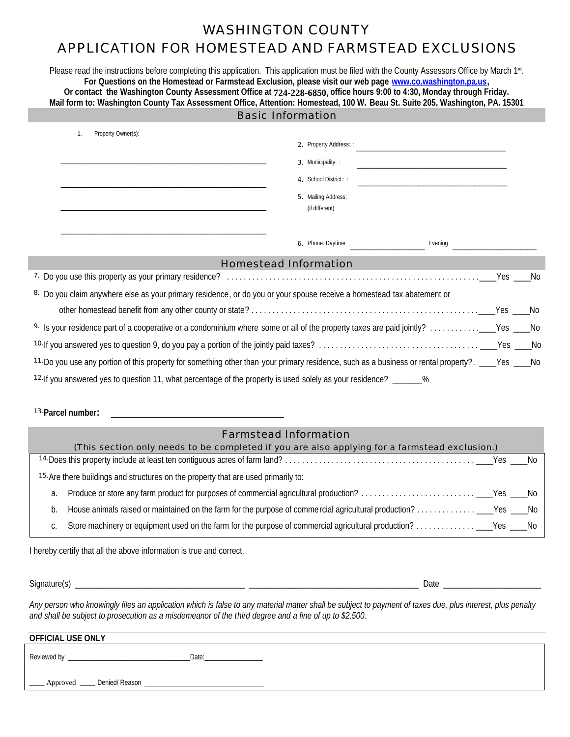# WASHINGTON COUNTY
# APPLICATION FOR HOMESTEAD AND FARMSTEAD EXCLUSIONS

Please read the instructions before completing this application. This application must be filed with the County Assessors Office by March 1st.
**For Questions on the Homestead or Farmstead Exclusion, please visit our web page www.co.washington.pa.us,**
**Or contact the Washington County Assessment Office at 724-228-6850, office hours 9:00 to 4:30, Monday through Friday.**
**Mail form to: Washington County Tax Assessment Office, Attention: Homestead, 100 W. Beau St. Suite 205, Washington, PA. 15301**

## Basic Information

1. Property Owner(s):

_______________________________________________

_______________________________________________

_______________________________________________

_______________________________________________

2. Property Address: : ______________________________
3. Municipality: : ______________________________
4. School District:: : ______________________________
5. Mailing Address: (if different)
6. Phone: Daytime ________________ Evening ________________

## Homestead Information

7. Do you use this property as your primary residence? .......... ____Yes ____No
8. Do you claim anywhere else as your primary residence, or do you or your spouse receive a homestead tax abatement or other homestead benefit from any other county or state? .......... ____Yes ____No
9. Is your residence part of a cooperative or a condominium where some or all of the property taxes are paid jointly? .......... ____Yes ____No
10. If you answered yes to question 9, do you pay a portion of the jointly paid taxes? .......... ____Yes ____No
11. Do you use any portion of this property for something other than your primary residence, such as a business or rental property?. ____Yes ____No
12. If you answered yes to question 11, what percentage of the property is used solely as your residence? _______%

13. **Parcel number:** ________________________________

## Farmstead Information

(This section only needs to be completed if you are also applying for a farmstead exclusion.)

14. Does this property include at least ten contiguous acres of farm land? .......... ____Yes ____No
15. Are there buildings and structures on the property that are used primarily to:
    a. Produce or store any farm product for purposes of commercial agricultural production? .......... ____Yes ____No
    b. House animals raised or maintained on the farm for the purpose of commercial agricultural production? .......... ____Yes ____No
    c. Store machinery or equipment used on the farm for the purpose of commercial agricultural production? .......... ____Yes ____No

I hereby certify that all the above information is true and correct.

Signature(s) ______________________________ ______________________________ Date ____________________

*Any person who knowingly files an application which is false to any material matter shall be subject to payment of taxes due, plus interest, plus penalty and shall be subject to prosecution as a misdemeanor of the third degree and a fine of up to $2,500.*

**OFFICIAL USE ONLY**

Reviewed by ______________________________ Date: ________________

____ Approved ____ Denied/ Reason ______________________________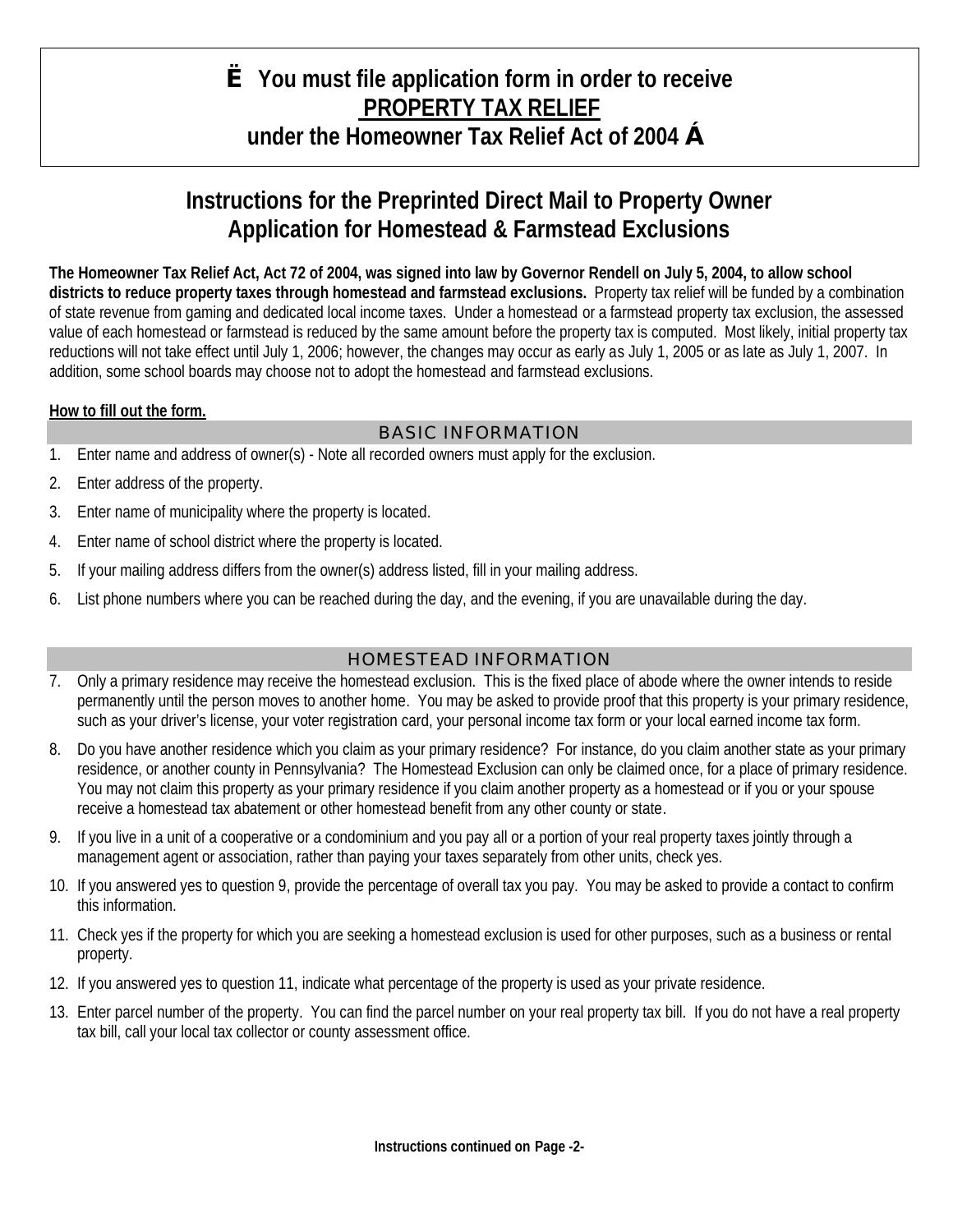# Ë You must file application form in order to receive **PROPERTY TAX RELIEF** under the Homeowner Tax Relief Act of 2004 Á

## Instructions for the Preprinted Direct Mail to Property Owner Application for Homestead & Farmstead Exclusions

**The Homeowner Tax Relief Act, Act 72 of 2004, was signed into law by Governor Rendell on July 5, 2004, to allow school districts to reduce property taxes through homestead and farmstead exclusions.** Property tax relief will be funded by a combination of state revenue from gaming and dedicated local income taxes. Under a homestead or a farmstead property tax exclusion, the assessed value of each homestead or farmstead is reduced by the same amount before the property tax is computed. Most likely, initial property tax reductions will not take effect until July 1, 2006; however, the changes may occur as early as July 1, 2005 or as late as July 1, 2007. In addition, some school boards may choose not to adopt the homestead and farmstead exclusions.

**How to fill out the form.**

### BASIC INFORMATION

1. Enter name and address of owner(s) - Note all recorded owners must apply for the exclusion.
2. Enter address of the property.
3. Enter name of municipality where the property is located.
4. Enter name of school district where the property is located.
5. If your mailing address differs from the owner(s) address listed, fill in your mailing address.
6. List phone numbers where you can be reached during the day, and the evening, if you are unavailable during the day.

### HOMESTEAD INFORMATION

7. Only a primary residence may receive the homestead exclusion. This is the fixed place of abode where the owner intends to reside permanently until the person moves to another home. You may be asked to provide proof that this property is your primary residence, such as your driver's license, your voter registration card, your personal income tax form or your local earned income tax form.
8. Do you have another residence which you claim as your primary residence? For instance, do you claim another state as your primary residence, or another county in Pennsylvania? The Homestead Exclusion can only be claimed once, for a place of primary residence. You may not claim this property as your primary residence if you claim another property as a homestead or if you or your spouse receive a homestead tax abatement or other homestead benefit from any other county or state.
9. If you live in a unit of a cooperative or a condominium and you pay all or a portion of your real property taxes jointly through a management agent or association, rather than paying your taxes separately from other units, check yes.
10. If you answered yes to question 9, provide the percentage of overall tax you pay. You may be asked to provide a contact to confirm this information.
11. Check yes if the property for which you are seeking a homestead exclusion is used for other purposes, such as a business or rental property.
12. If you answered yes to question 11, indicate what percentage of the property is used as your private residence.
13. Enter parcel number of the property. You can find the parcel number on your real property tax bill. If you do not have a real property tax bill, call your local tax collector or county assessment office.

**Instructions continued on Page -2-**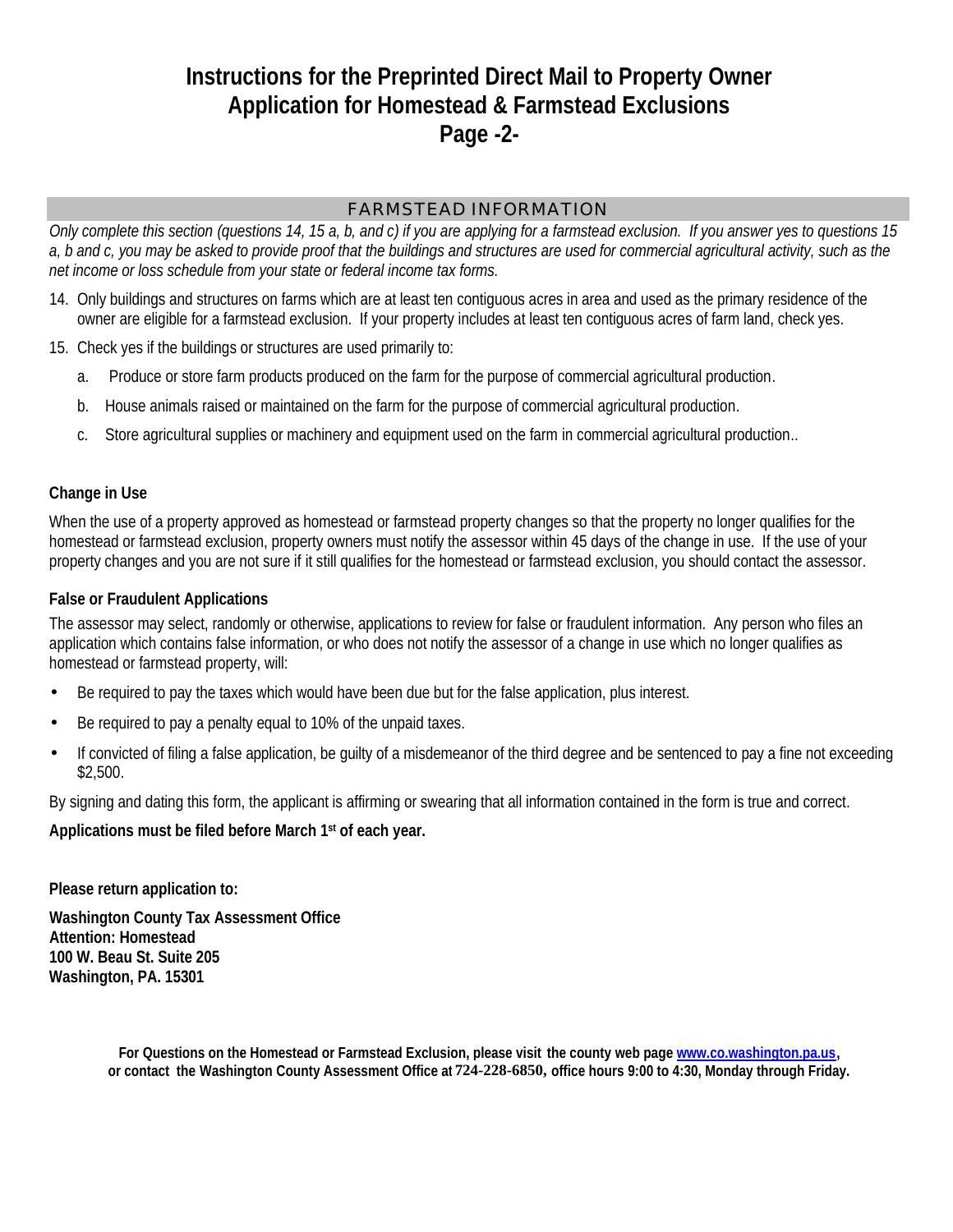# Instructions for the Preprinted Direct Mail to Property Owner Application for Homestead & Farmstead Exclusions Page -2-

## FARMSTEAD INFORMATION

*Only complete this section (questions 14, 15 a, b, and c) if you are applying for a farmstead exclusion. If you answer yes to questions 15 a, b and c, you may be asked to provide proof that the buildings and structures are used for commercial agricultural activity, such as the net income or loss schedule from your state or federal income tax forms.*

14. Only buildings and structures on farms which are at least ten contiguous acres in area and used as the primary residence of the owner are eligible for a farmstead exclusion. If your property includes at least ten contiguous acres of farm land, check yes.
15. Check yes if the buildings or structures are used primarily to:
    - a. Produce or store farm products produced on the farm for the purpose of commercial agricultural production.
    - b. House animals raised or maintained on the farm for the purpose of commercial agricultural production.
    - c. Store agricultural supplies or machinery and equipment used on the farm in commercial agricultural production..

**Change in Use**

When the use of a property approved as homestead or farmstead property changes so that the property no longer qualifies for the homestead or farmstead exclusion, property owners must notify the assessor within 45 days of the change in use. If the use of your property changes and you are not sure if it still qualifies for the homestead or farmstead exclusion, you should contact the assessor.

**False or Fraudulent Applications**

The assessor may select, randomly or otherwise, applications to review for false or fraudulent information. Any person who files an application which contains false information, or who does not notify the assessor of a change in use which no longer qualifies as homestead or farmstead property, will:

- Be required to pay the taxes which would have been due but for the false application, plus interest.
- Be required to pay a penalty equal to 10% of the unpaid taxes.
- If convicted of filing a false application, be guilty of a misdemeanor of the third degree and be sentenced to pay a fine not exceeding $2,500.

By signing and dating this form, the applicant is affirming or swearing that all information contained in the form is true and correct.

**Applications must be filed before March 1st of each year.**

**Please return application to:**

**Washington County Tax Assessment Office**
**Attention: Homestead**
**100 W. Beau St. Suite 205**
**Washington, PA. 15301**

**For Questions on the Homestead or Farmstead Exclusion, please visit the county web page www.co.washington.pa.us, or contact the Washington County Assessment Office at 724-228-6850, office hours 9:00 to 4:30, Monday through Friday.**